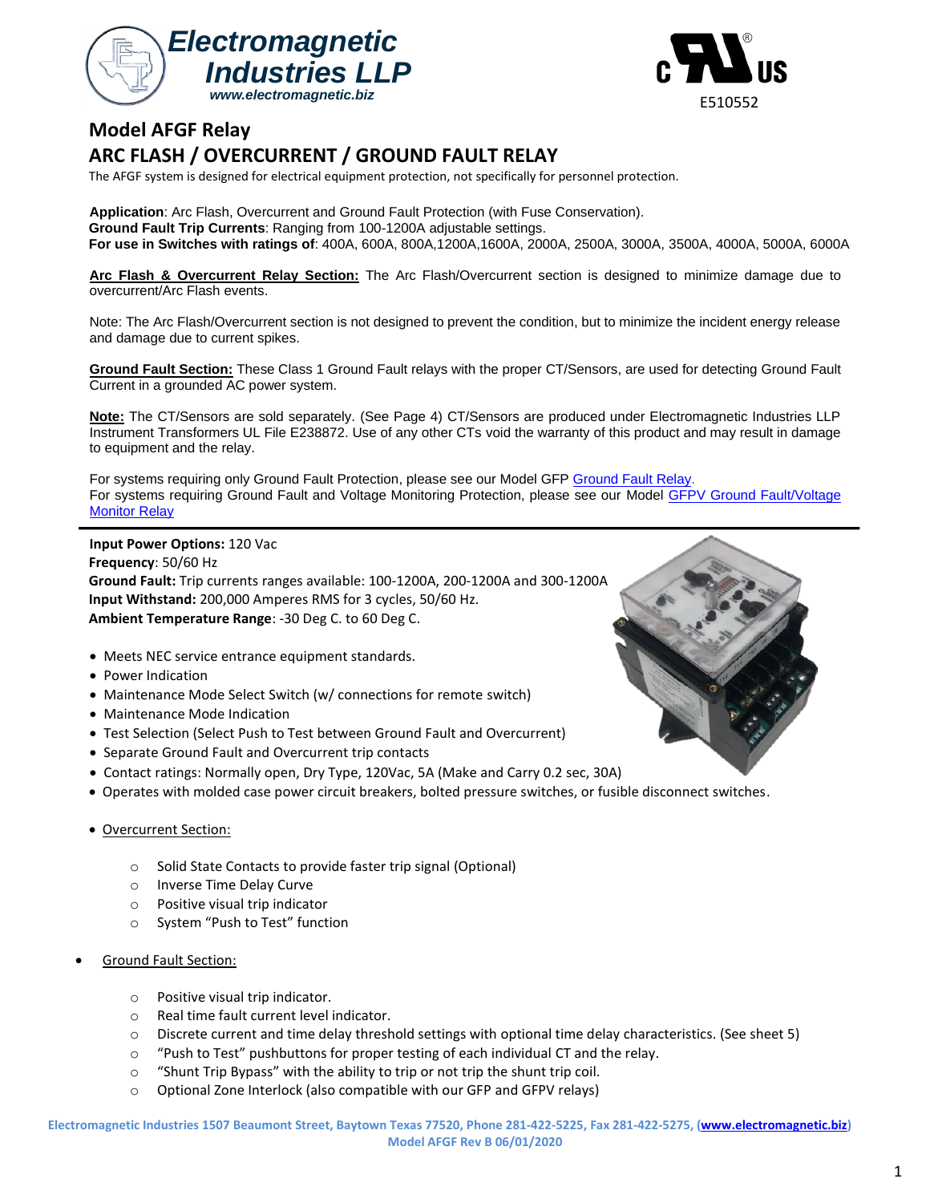Electromagnetic Industries LLP
www.electromagnetic.biz

E510552

# Model AFGF Relay

# ARC FLASH / OVERCURRENT / GROUND FAULT RELAY

The AFGF system is designed for electrical equipment protection, not specifically for personnel protection.

**Application**: Arc Flash, Overcurrent and Ground Fault Protection (with Fuse Conservation).
**Ground Fault Trip Currents**: Ranging from 100-1200A adjustable settings.
**For use in Switches with ratings of**: 400A, 600A, 800A,1200A,1600A, 2000A, 2500A, 3000A, 3500A, 4000A, 5000A, 6000A

**Arc Flash & Overcurrent Relay Section:** The Arc Flash/Overcurrent section is designed to minimize damage due to overcurrent/Arc Flash events.

Note: The Arc Flash/Overcurrent section is not designed to prevent the condition, but to minimize the incident energy release and damage due to current spikes.

**Ground Fault Section:** These Class 1 Ground Fault relays with the proper CT/Sensors, are used for detecting Ground Fault Current in a grounded AC power system.

**Note:** The CT/Sensors are sold separately. (See Page 4) CT/Sensors are produced under Electromagnetic Industries LLP Instrument Transformers UL File E238872. Use of any other CTs void the warranty of this product and may result in damage to equipment and the relay.

For systems requiring only Ground Fault Protection, please see our Model GFP Ground Fault Relay.
For systems requiring Ground Fault and Voltage Monitoring Protection, please see our Model GFPV Ground Fault/Voltage Monitor Relay

---

**Input Power Options:** 120 Vac
**Frequency**: 50/60 Hz
**Ground Fault:** Trip currents ranges available: 100-1200A, 200-1200A and 300-1200A
**Input Withstand:** 200,000 Amperes RMS for 3 cycles, 50/60 Hz.
**Ambient Temperature Range**: -30 Deg C. to 60 Deg C.

- Meets NEC service entrance equipment standards.
- Power Indication
- Maintenance Mode Select Switch (w/ connections for remote switch)
- Maintenance Mode Indication
- Test Selection (Select Push to Test between Ground Fault and Overcurrent)
- Separate Ground Fault and Overcurrent trip contacts
- Contact ratings: Normally open, Dry Type, 120Vac, 5A (Make and Carry 0.2 sec, 30A)
- Operates with molded case power circuit breakers, bolted pressure switches, or fusible disconnect switches.

- Overcurrent Section:
  - Solid State Contacts to provide faster trip signal (Optional)
  - Inverse Time Delay Curve
  - Positive visual trip indicator
  - System "Push to Test" function

- Ground Fault Section:
  - Positive visual trip indicator.
  - Real time fault current level indicator.
  - Discrete current and time delay threshold settings with optional time delay characteristics. (See sheet 5)
  - "Push to Test" pushbuttons for proper testing of each individual CT and the relay.
  - "Shunt Trip Bypass" with the ability to trip or not trip the shunt trip coil.
  - Optional Zone Interlock (also compatible with our GFP and GFPV relays)

Electromagnetic Industries 1507 Beaumont Street, Baytown Texas 77520, Phone 281-422-5225, Fax 281-422-5275, (www.electromagnetic.biz)
Model AFGF Rev B 06/01/2020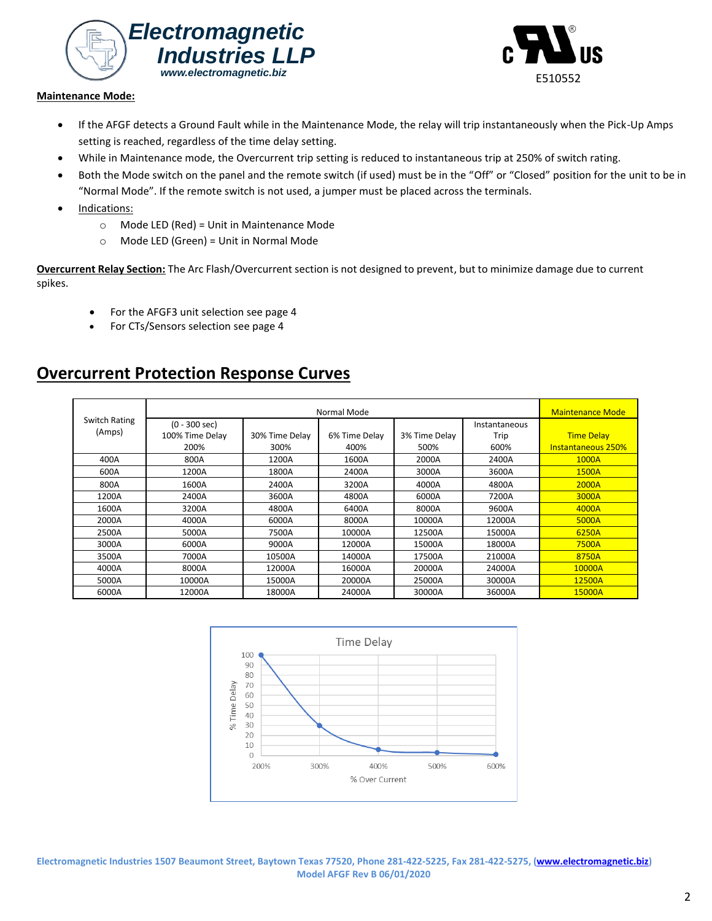**Maintenance Mode:**

- If the AFGF detects a Ground Fault while in the Maintenance Mode, the relay will trip instantaneously when the Pick-Up Amps setting is reached, regardless of the time delay setting.
- While in Maintenance mode, the Overcurrent trip setting is reduced to instantaneous trip at 250% of switch rating.
- Both the Mode switch on the panel and the remote switch (if used) must be in the "Off" or "Closed" position for the unit to be in "Normal Mode". If the remote switch is not used, a jumper must be placed across the terminals.
- Indications:
  - Mode LED (Red) = Unit in Maintenance Mode
  - Mode LED (Green) = Unit in Normal Mode

**Overcurrent Relay Section:** The Arc Flash/Overcurrent section is not designed to prevent, but to minimize damage due to current spikes.

- For the AFGF3 unit selection see page 4
- For CTs/Sensors selection see page 4

## Overcurrent Protection Response Curves

| Switch Rating (Amps) | Normal Mode | | | | | Maintenance Mode |
|---|---|---|---|---|---|---|
| | (0 - 300 sec) 100% Time Delay 200% | 30% Time Delay 300% | 6% Time Delay 400% | 3% Time Delay 500% | Instantaneous Trip 600% | Time Delay Instantaneous 250% |
| 400A | 800A | 1200A | 1600A | 2000A | 2400A | 1000A |
| 600A | 1200A | 1800A | 2400A | 3000A | 3600A | 1500A |
| 800A | 1600A | 2400A | 3200A | 4000A | 4800A | 2000A |
| 1200A | 2400A | 3600A | 4800A | 6000A | 7200A | 3000A |
| 1600A | 3200A | 4800A | 6400A | 8000A | 9600A | 4000A |
| 2000A | 4000A | 6000A | 8000A | 10000A | 12000A | 5000A |
| 2500A | 5000A | 7500A | 10000A | 12500A | 15000A | 6250A |
| 3000A | 6000A | 9000A | 12000A | 15000A | 18000A | 7500A |
| 3500A | 7000A | 10500A | 14000A | 17500A | 21000A | 8750A |
| 4000A | 8000A | 12000A | 16000A | 20000A | 24000A | 10000A |
| 5000A | 10000A | 15000A | 20000A | 25000A | 30000A | 12500A |
| 6000A | 12000A | 18000A | 24000A | 30000A | 36000A | 15000A |

Time Delay

(Chart: % Time Delay vs. % Over Current — 200%: 100, 300%: 30, 400%: 6, 500%: 3, 600%: 0)

Electromagnetic Industries 1507 Beaumont Street, Baytown Texas 77520, Phone 281-422-5225, Fax 281-422-5275, (www.electromagnetic.biz)
Model AFGF Rev B 06/01/2020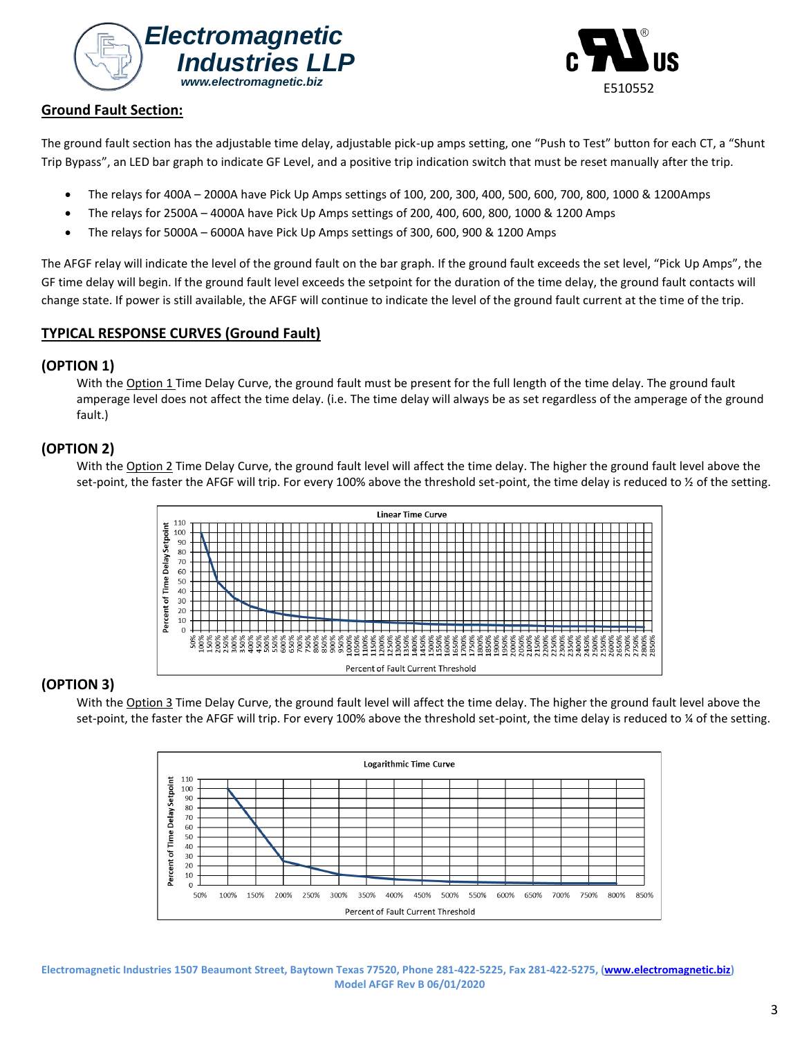## Ground Fault Section:

The ground fault section has the adjustable time delay, adjustable pick-up amps setting, one "Push to Test" button for each CT, a "Shunt Trip Bypass", an LED bar graph to indicate GF Level, and a positive trip indication switch that must be reset manually after the trip.

- The relays for 400A – 2000A have Pick Up Amps settings of 100, 200, 300, 400, 500, 600, 700, 800, 1000 & 1200Amps
- The relays for 2500A – 4000A have Pick Up Amps settings of 200, 400, 600, 800, 1000 & 1200 Amps
- The relays for 5000A – 6000A have Pick Up Amps settings of 300, 600, 900 & 1200 Amps

The AFGF relay will indicate the level of the ground fault on the bar graph. If the ground fault exceeds the set level, "Pick Up Amps", the GF time delay will begin. If the ground fault level exceeds the setpoint for the duration of the time delay, the ground fault contacts will change state. If power is still available, the AFGF will continue to indicate the level of the ground fault current at the time of the trip.

## TYPICAL RESPONSE CURVES (Ground Fault)

### (OPTION 1)

With the Option 1 Time Delay Curve, the ground fault must be present for the full length of the time delay. The ground fault amperage level does not affect the time delay. (i.e. The time delay will always be as set regardless of the amperage of the ground fault.)

### (OPTION 2)

With the Option 2 Time Delay Curve, the ground fault level will affect the time delay. The higher the ground fault level above the set-point, the faster the AFGF will trip. For every 100% above the threshold set-point, the time delay is reduced to ½ of the setting.

Linear Time Curve

### (OPTION 3)

With the Option 3 Time Delay Curve, the ground fault level will affect the time delay. The higher the ground fault level above the set-point, the faster the AFGF will trip. For every 100% above the threshold set-point, the time delay is reduced to ¼ of the setting.

Logarithmic Time Curve

Electromagnetic Industries 1507 Beaumont Street, Baytown Texas 77520, Phone 281-422-5225, Fax 281-422-5275, (www.electromagnetic.biz)
Model AFGF Rev B 06/01/2020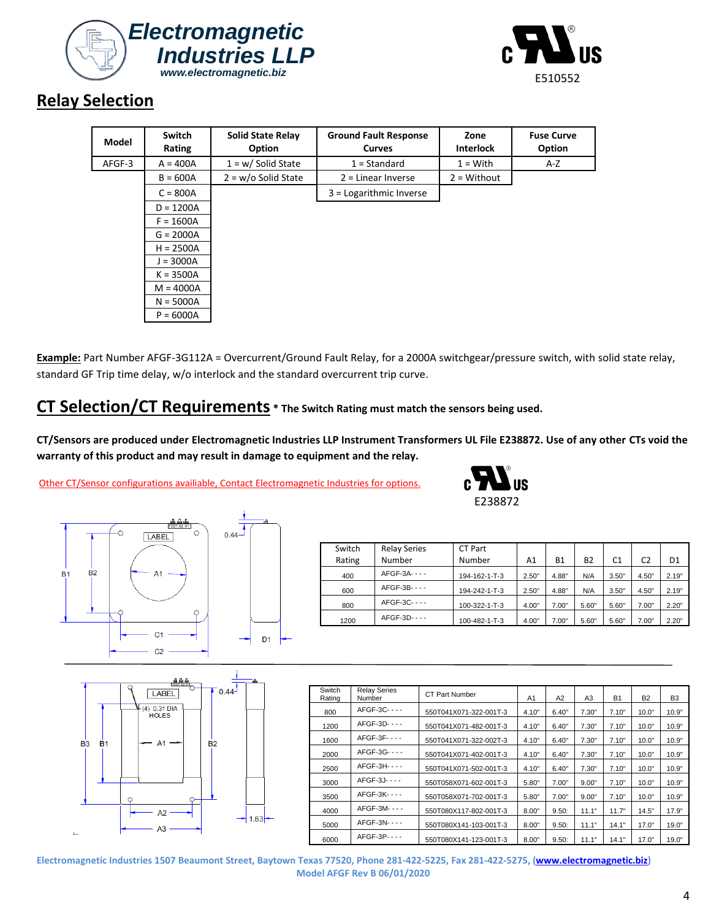Electromagnetic Industries LLP
www.electromagnetic.biz

E510552

## Relay Selection

| Model | Switch Rating | Solid State Relay Option | Ground Fault Response Curves | Zone Interlock | Fuse Curve Option |
|---|---|---|---|---|---|
| AFGF-3 | A = 400A | 1 = w/ Solid State | 1 = Standard | 1 = With | A-Z |
| | B = 600A | 2 = w/o Solid State | 2 = Linear Inverse | 2 = Without | |
| | C = 800A | | 3 = Logarithmic Inverse | | |
| | D = 1200A | | | | |
| | F = 1600A | | | | |
| | G = 2000A | | | | |
| | H = 2500A | | | | |
| | J = 3000A | | | | |
| | K = 3500A | | | | |
| | M = 4000A | | | | |
| | N = 5000A | | | | |
| | P = 6000A | | | | |

**Example:** Part Number AFGF-3G112A = Overcurrent/Ground Fault Relay, for a 2000A switchgear/pressure switch, with solid state relay, standard GF Trip time delay, w/o interlock and the standard overcurrent trip curve.

## CT Selection/CT Requirements **\* The Switch Rating must match the sensors being used.**

**CT/Sensors are produced under Electromagnetic Industries LLP Instrument Transformers UL File E238872. Use of any other CTs void the warranty of this product and may result in damage to equipment and the relay.**

Other CT/Sensor configurations availiable, Contact Electromagnetic Industries for options.

E238872

| Switch Rating | Relay Series Number | CT Part Number | A1 | B1 | B2 | C1 | C2 | D1 |
|---|---|---|---|---|---|---|---|---|
| 400 | AFGF-3A- - - - | 194-162-1-T-3 | 2.50" | 4.88" | N/A | 3.50" | 4.50" | 2.19" |
| 600 | AFGF-3B- - - - | 194-242-1-T-3 | 2.50" | 4.88" | N/A | 3.50" | 4.50" | 2.19" |
| 800 | AFGF-3C- - - - | 100-322-1-T-3 | 4.00" | 7.00" | 5.60" | 5.60" | 7.00" | 2.20" |
| 1200 | AFGF-3D- - - - | 100-482-1-T-3 | 4.00" | 7.00" | 5.60" | 5.60" | 7.00" | 2.20" |

| Switch Rating | Relay Series Number | CT Part Number | A1 | A2 | A3 | B1 | B2 | B3 |
|---|---|---|---|---|---|---|---|---|
| 800 | AFGF-3C- - - - | 550T041X071-322-001T-3 | 4.10" | 6.40" | 7.30" | 7.10" | 10.0" | 10.9" |
| 1200 | AFGF-3D- - - - | 550T041X071-482-001T-3 | 4.10" | 6.40" | 7.30" | 7.10" | 10.0" | 10.9" |
| 1600 | AFGF-3F- - - - | 550T041X071-322-002T-3 | 4.10" | 6.40" | 7.30" | 7.10" | 10.0" | 10.9" |
| 2000 | AFGF-3G- - - - | 550T041X071-402-001T-3 | 4.10" | 6.40" | 7.30" | 7.10" | 10.0" | 10.9" |
| 2500 | AFGF-3H- - - - | 550T041X071-502-001T-3 | 4.10" | 6.40" | 7.30" | 7.10" | 10.0" | 10.9" |
| 3000 | AFGF-3J- - - - | 550T058X071-602-001T-3 | 5.80" | 7.00" | 9.00" | 7.10" | 10.0" | 10.9" |
| 3500 | AFGF-3K- - - - | 550T058X071-702-001T-3 | 5.80" | 7.00" | 9.00" | 7.10" | 10.0" | 10.9" |
| 4000 | AFGF-3M- - - - | 550T080X117-802-001T-3 | 8.00" | 9.50: | 11.1" | 11.7" | 14.5" | 17.9" |
| 5000 | AFGF-3N- - - - | 550T080X141-103-001T-3 | 8.00" | 9.50: | 11.1" | 14.1" | 17.0" | 19.0" |
| 6000 | AFGF-3P- - - - | 550T080X141-123-001T-3 | 8.00" | 9.50: | 11.1" | 14.1" | 17.0" | 19.0" |

Electromagnetic Industries 1507 Beaumont Street, Baytown Texas 77520, Phone 281-422-5225, Fax 281-422-5275, (www.electromagnetic.biz)
Model AFGF Rev B 06/01/2020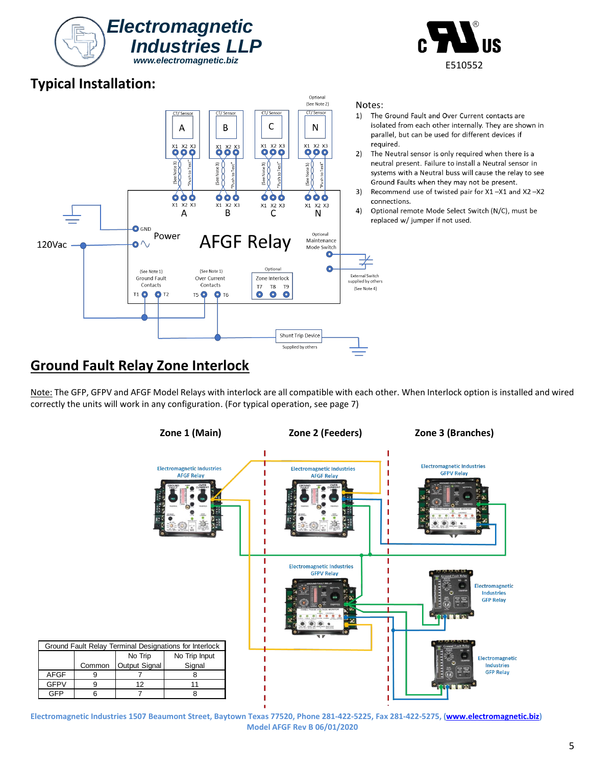## Typical Installation:

AFGF Relay

Notes:

1) The Ground Fault and Over Current contacts are isolated from each other internally. They are shown in parallel, but can be used for different devices if required.
2) The Neutral sensor is only required when there is a neutral present. Failure to install a Neutral sensor in systems with a Neutral buss will cause the relay to see Ground Faults when they may not be present.
3) Recommend use of twisted pair for X1 –X1 and X2 –X2 connections.
4) Optional remote Mode Select Switch (N/C), must be replaced w/ jumper if not used.

## Ground Fault Relay Zone Interlock

Note: The GFP, GFPV and AFGF Model Relays with interlock are all compatible with each other. When Interlock option is installed and wired correctly the units will work in any configuration. (For typical operation, see page 7)

**Zone 1 (Main)** **Zone 2 (Feeders)** **Zone 3 (Branches)**

| Ground Fault Relay Terminal Designations for Interlock | | | |
|---|---|---|---|
| | Common | No Trip Output Signal | No Trip Input Signal |
| AFGF | 9 | 7 | 8 |
| GFPV | 9 | 12 | 11 |
| GFP | 6 | 7 | 8 |

Electromagnetic Industries 1507 Beaumont Street, Baytown Texas 77520, Phone 281-422-5225, Fax 281-422-5275, (www.electromagnetic.biz)
Model AFGF Rev B 06/01/2020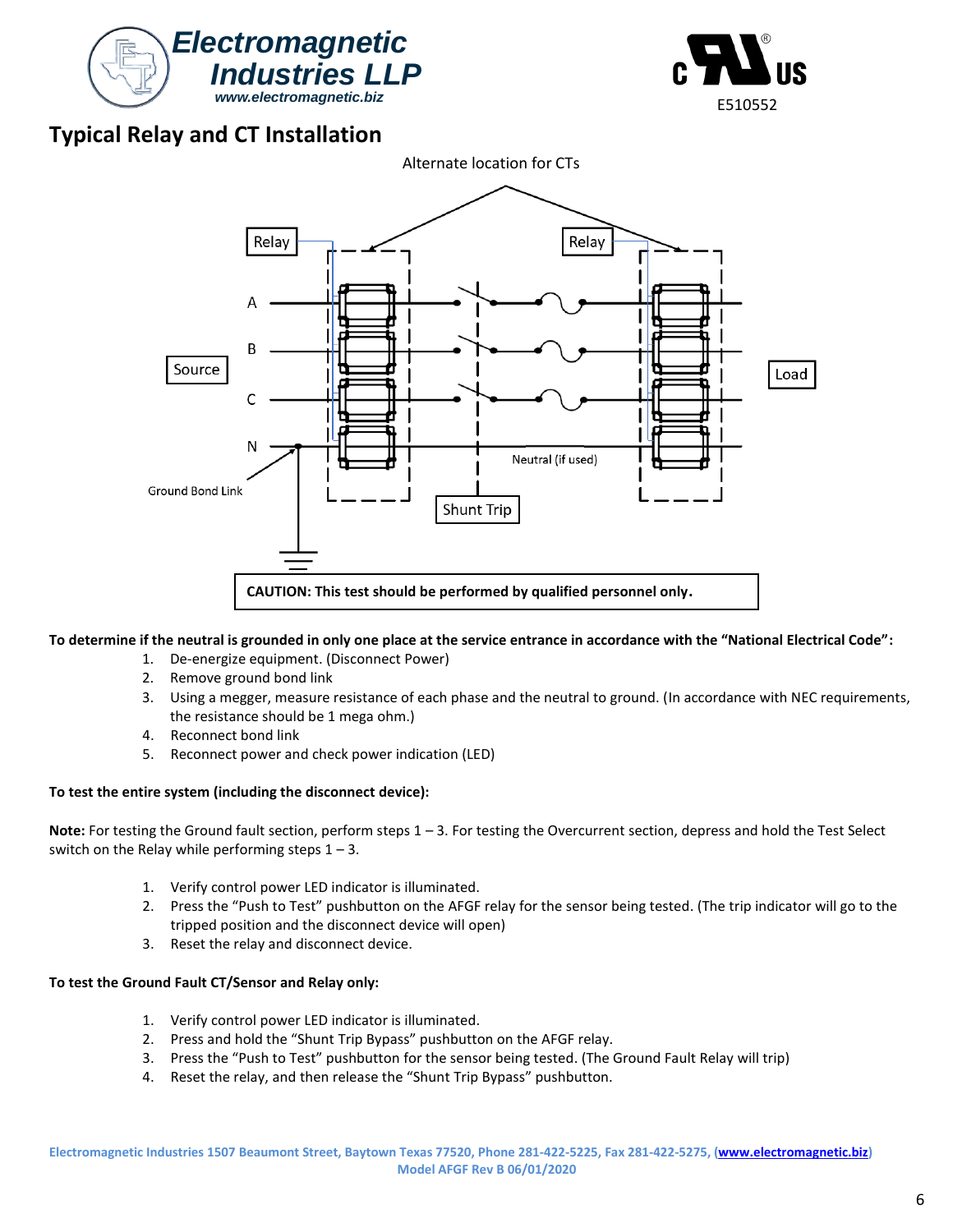## Typical Relay and CT Installation

Alternate location for CTs

Relay

Relay

A

B

C

N

Source

Load

Ground Bond Link

Neutral (if used)

Shunt Trip

**CAUTION: This test should be performed by qualified personnel only.**

**To determine if the neutral is grounded in only one place at the service entrance in accordance with the "National Electrical Code":**

1. De-energize equipment. (Disconnect Power)
2. Remove ground bond link
3. Using a megger, measure resistance of each phase and the neutral to ground. (In accordance with NEC requirements, the resistance should be 1 mega ohm.)
4. Reconnect bond link
5. Reconnect power and check power indication (LED)

**To test the entire system (including the disconnect device):**

**Note:** For testing the Ground fault section, perform steps 1 – 3. For testing the Overcurrent section, depress and hold the Test Select switch on the Relay while performing steps 1 – 3.

1. Verify control power LED indicator is illuminated.
2. Press the "Push to Test" pushbutton on the AFGF relay for the sensor being tested. (The trip indicator will go to the tripped position and the disconnect device will open)
3. Reset the relay and disconnect device.

**To test the Ground Fault CT/Sensor and Relay only:**

1. Verify control power LED indicator is illuminated.
2. Press and hold the "Shunt Trip Bypass" pushbutton on the AFGF relay.
3. Press the "Push to Test" pushbutton for the sensor being tested. (The Ground Fault Relay will trip)
4. Reset the relay, and then release the "Shunt Trip Bypass" pushbutton.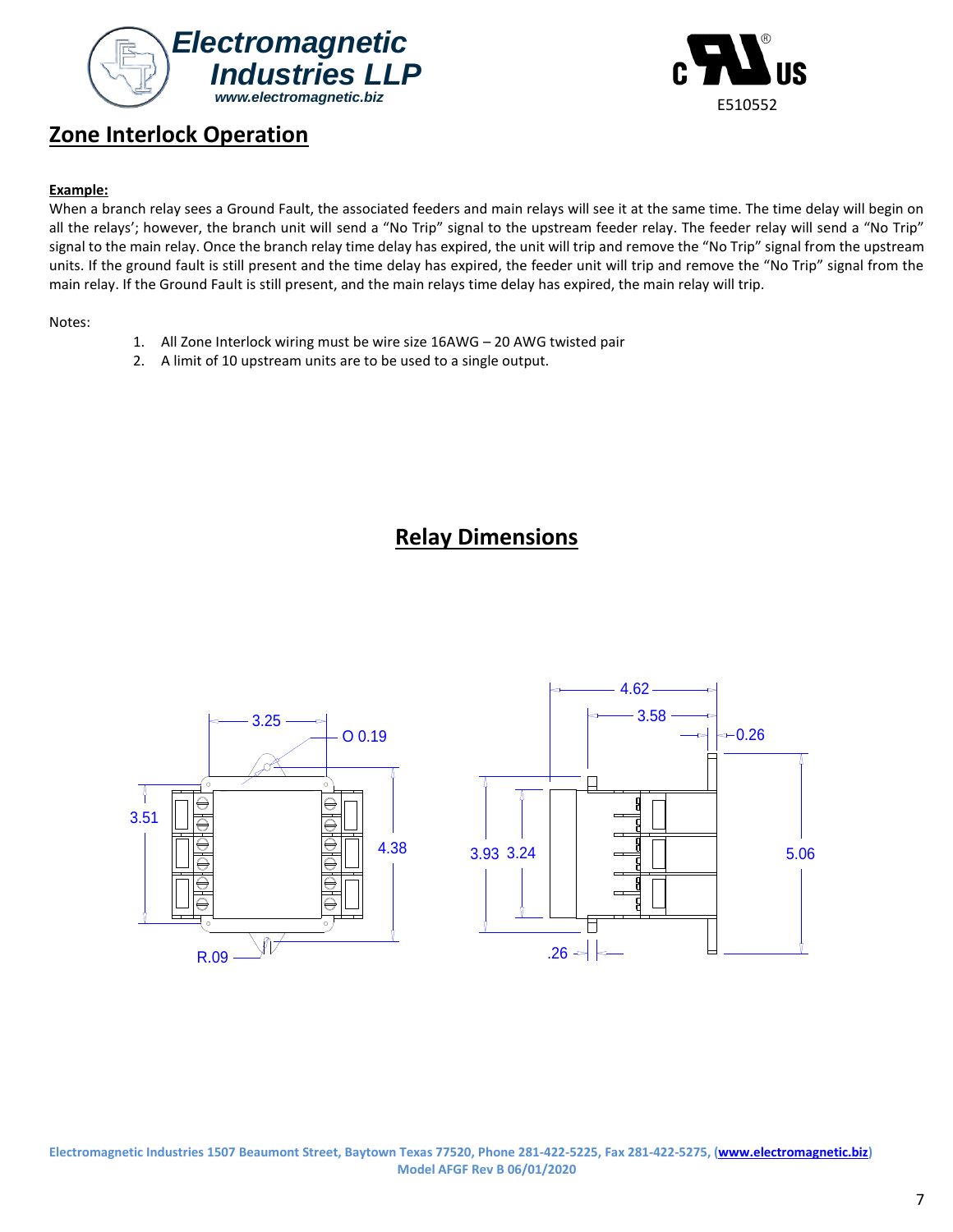## Zone Interlock Operation

**Example:**

When a branch relay sees a Ground Fault, the associated feeders and main relays will see it at the same time. The time delay will begin on all the relays'; however, the branch unit will send a "No Trip" signal to the upstream feeder relay. The feeder relay will send a "No Trip" signal to the main relay. Once the branch relay time delay has expired, the unit will trip and remove the "No Trip" signal from the upstream units. If the ground fault is still present and the time delay has expired, the feeder unit will trip and remove the "No Trip" signal from the main relay. If the Ground Fault is still present, and the main relays time delay has expired, the main relay will trip.

Notes:

1. All Zone Interlock wiring must be wire size 16AWG – 20 AWG twisted pair
2. A limit of 10 upstream units are to be used to a single output.

## Relay Dimensions

3.25
O 0.19
3.51
4.38
R.09

4.62
3.58
0.26
3.93
3.24
5.06
.26

Electromagnetic Industries 1507 Beaumont Street, Baytown Texas 77520, Phone 281-422-5225, Fax 281-422-5275, (www.electromagnetic.biz)
Model AFGF Rev B 06/01/2020